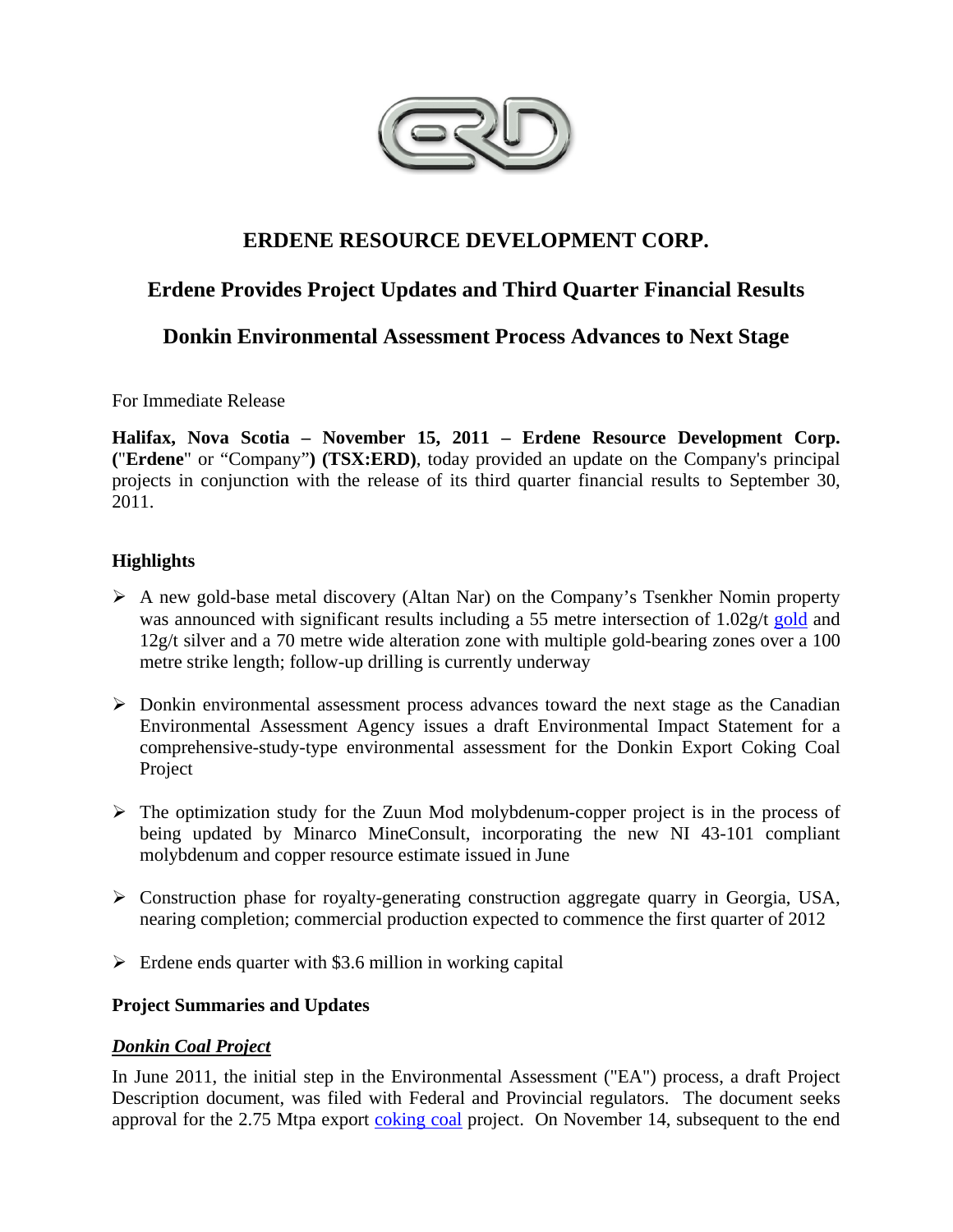# ERDENE RESOURCE DEVELOPMENT CORP.

## Erdene Provides Project Updates and Third Quarter Financial Results

## Donkin Environmental Assessment Process Advances to Next Stage

For Immediate Release

**Halifax, Nova Scotia – November 15, 2011 – Erdene Resource Development Corp. ("Erdene" or "Company") (TSX:ERD)**, today provided an update on the Company's principal projects in conjunction with the release of its third quarter financial results to September 30, 2011.

### Highlights

- A new gold-base metal discovery (Altan Nar) on the Company's Tsenkher Nomin property was announced with significant results including a 55 metre intersection of 1.02g/t gold and 12g/t silver and a 70 metre wide alteration zone with multiple gold-bearing zones over a 100 metre strike length; follow-up drilling is currently underway

- Donkin environmental assessment process advances toward the next stage as the Canadian Environmental Assessment Agency issues a draft Environmental Impact Statement for a comprehensive-study-type environmental assessment for the Donkin Export Coking Coal Project

- The optimization study for the Zuun Mod molybdenum-copper project is in the process of being updated by Minarco MineConsult, incorporating the new NI 43-101 compliant molybdenum and copper resource estimate issued in June

- Construction phase for royalty-generating construction aggregate quarry in Georgia, USA, nearing completion; commercial production expected to commence the first quarter of 2012

- Erdene ends quarter with $3.6 million in working capital

### Project Summaries and Updates

***Donkin Coal Project***

In June 2011, the initial step in the Environmental Assessment ("EA") process, a draft Project Description document, was filed with Federal and Provincial regulators. The document seeks approval for the 2.75 Mtpa export coking coal project. On November 14, subsequent to the end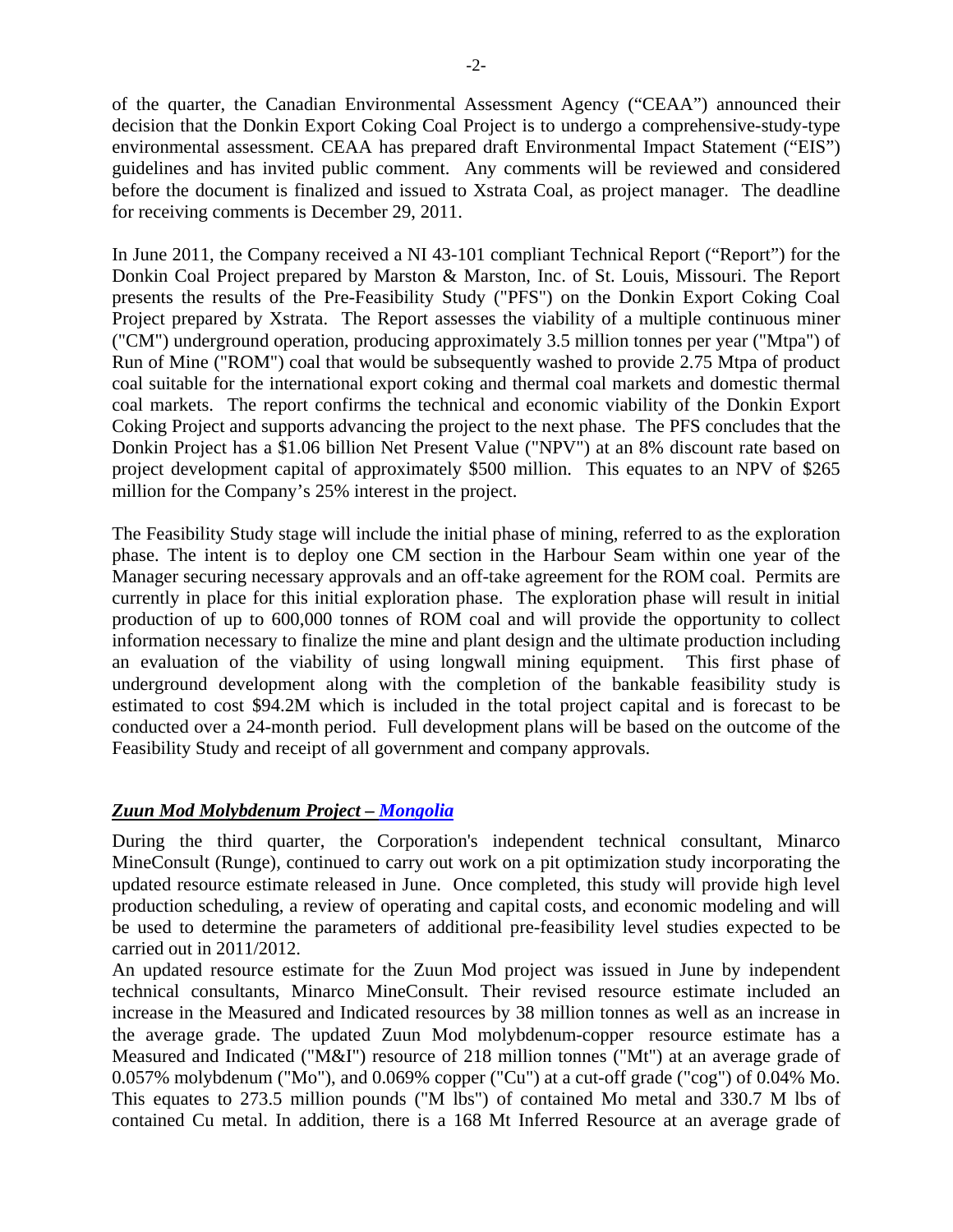of the quarter, the Canadian Environmental Assessment Agency ("CEAA") announced their decision that the Donkin Export Coking Coal Project is to undergo a comprehensive-study-type environmental assessment. CEAA has prepared draft Environmental Impact Statement ("EIS") guidelines and has invited public comment. Any comments will be reviewed and considered before the document is finalized and issued to Xstrata Coal, as project manager. The deadline for receiving comments is December 29, 2011.

In June 2011, the Company received a NI 43-101 compliant Technical Report ("Report") for the Donkin Coal Project prepared by Marston & Marston, Inc. of St. Louis, Missouri. The Report presents the results of the Pre-Feasibility Study ("PFS") on the Donkin Export Coking Coal Project prepared by Xstrata. The Report assesses the viability of a multiple continuous miner ("CM") underground operation, producing approximately 3.5 million tonnes per year ("Mtpa") of Run of Mine ("ROM") coal that would be subsequently washed to provide 2.75 Mtpa of product coal suitable for the international export coking and thermal coal markets and domestic thermal coal markets. The report confirms the technical and economic viability of the Donkin Export Coking Project and supports advancing the project to the next phase. The PFS concludes that the Donkin Project has a $1.06 billion Net Present Value ("NPV") at an 8% discount rate based on project development capital of approximately $500 million. This equates to an NPV of $265 million for the Company's 25% interest in the project.

The Feasibility Study stage will include the initial phase of mining, referred to as the exploration phase. The intent is to deploy one CM section in the Harbour Seam within one year of the Manager securing necessary approvals and an off-take agreement for the ROM coal. Permits are currently in place for this initial exploration phase. The exploration phase will result in initial production of up to 600,000 tonnes of ROM coal and will provide the opportunity to collect information necessary to finalize the mine and plant design and the ultimate production including an evaluation of the viability of using longwall mining equipment. This first phase of underground development along with the completion of the bankable feasibility study is estimated to cost $94.2M which is included in the total project capital and is forecast to be conducted over a 24-month period. Full development plans will be based on the outcome of the Feasibility Study and receipt of all government and company approvals.

***Zuun Mod Molybdenum Project – Mongolia***

During the third quarter, the Corporation's independent technical consultant, Minarco MineConsult (Runge), continued to carry out work on a pit optimization study incorporating the updated resource estimate released in June. Once completed, this study will provide high level production scheduling, a review of operating and capital costs, and economic modeling and will be used to determine the parameters of additional pre-feasibility level studies expected to be carried out in 2011/2012.

An updated resource estimate for the Zuun Mod project was issued in June by independent technical consultants, Minarco MineConsult. Their revised resource estimate included an increase in the Measured and Indicated resources by 38 million tonnes as well as an increase in the average grade. The updated Zuun Mod molybdenum-copper resource estimate has a Measured and Indicated ("M&I") resource of 218 million tonnes ("Mt") at an average grade of 0.057% molybdenum ("Mo"), and 0.069% copper ("Cu") at a cut-off grade ("cog") of 0.04% Mo. This equates to 273.5 million pounds ("M lbs") of contained Mo metal and 330.7 M lbs of contained Cu metal. In addition, there is a 168 Mt Inferred Resource at an average grade of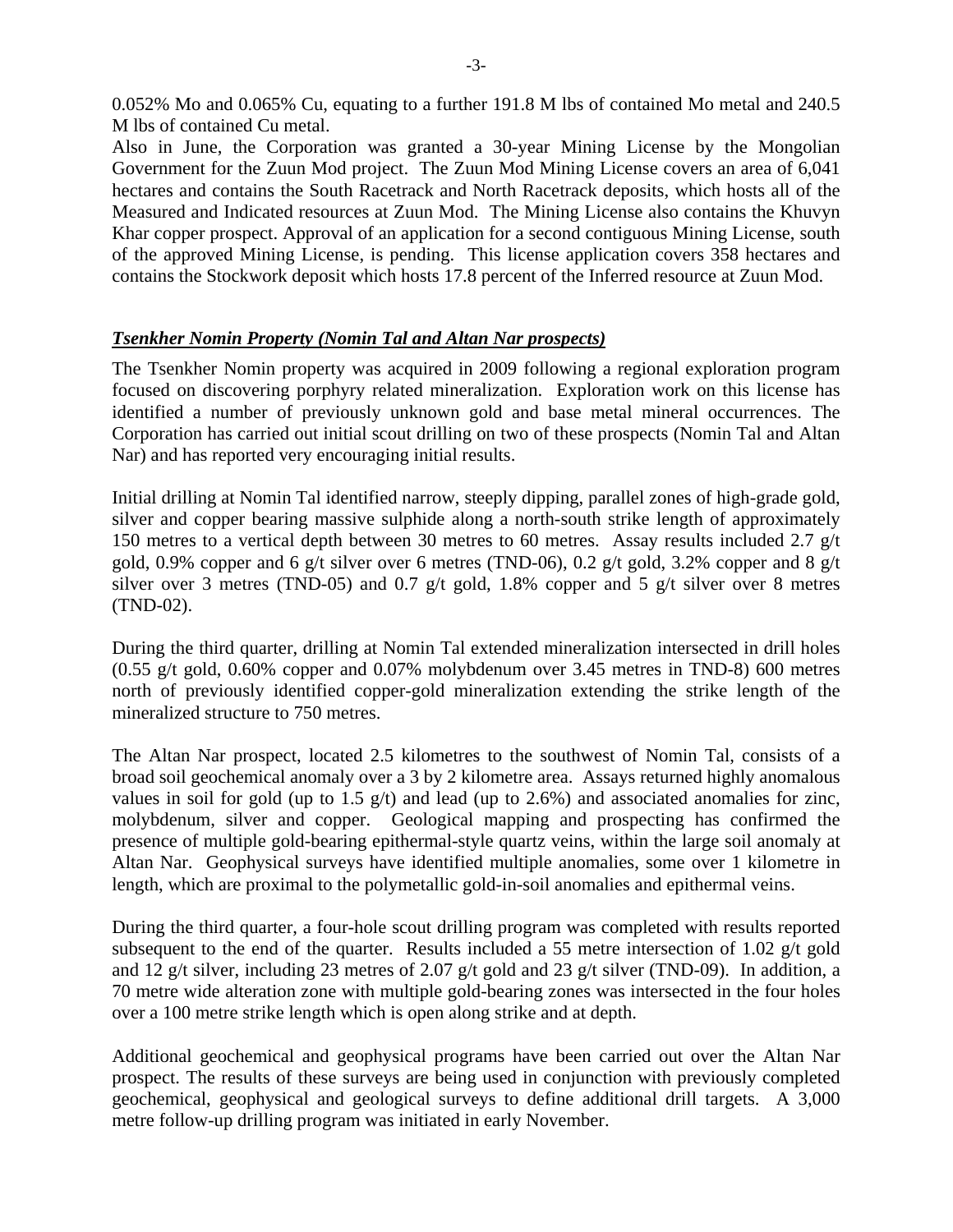0.052% Mo and 0.065% Cu, equating to a further 191.8 M lbs of contained Mo metal and 240.5 M lbs of contained Cu metal.

Also in June, the Corporation was granted a 30-year Mining License by the Mongolian Government for the Zuun Mod project. The Zuun Mod Mining License covers an area of 6,041 hectares and contains the South Racetrack and North Racetrack deposits, which hosts all of the Measured and Indicated resources at Zuun Mod. The Mining License also contains the Khuvyn Khar copper prospect. Approval of an application for a second contiguous Mining License, south of the approved Mining License, is pending. This license application covers 358 hectares and contains the Stockwork deposit which hosts 17.8 percent of the Inferred resource at Zuun Mod.

***Tsenkher Nomin Property (Nomin Tal and Altan Nar prospects)***

The Tsenkher Nomin property was acquired in 2009 following a regional exploration program focused on discovering porphyry related mineralization. Exploration work on this license has identified a number of previously unknown gold and base metal mineral occurrences. The Corporation has carried out initial scout drilling on two of these prospects (Nomin Tal and Altan Nar) and has reported very encouraging initial results.

Initial drilling at Nomin Tal identified narrow, steeply dipping, parallel zones of high-grade gold, silver and copper bearing massive sulphide along a north-south strike length of approximately 150 metres to a vertical depth between 30 metres to 60 metres. Assay results included 2.7 g/t gold, 0.9% copper and 6 g/t silver over 6 metres (TND-06), 0.2 g/t gold, 3.2% copper and 8 g/t silver over 3 metres (TND-05) and 0.7 g/t gold, 1.8% copper and 5 g/t silver over 8 metres (TND-02).

During the third quarter, drilling at Nomin Tal extended mineralization intersected in drill holes (0.55 g/t gold, 0.60% copper and 0.07% molybdenum over 3.45 metres in TND-8) 600 metres north of previously identified copper-gold mineralization extending the strike length of the mineralized structure to 750 metres.

The Altan Nar prospect, located 2.5 kilometres to the southwest of Nomin Tal, consists of a broad soil geochemical anomaly over a 3 by 2 kilometre area. Assays returned highly anomalous values in soil for gold (up to 1.5 g/t) and lead (up to 2.6%) and associated anomalies for zinc, molybdenum, silver and copper. Geological mapping and prospecting has confirmed the presence of multiple gold-bearing epithermal-style quartz veins, within the large soil anomaly at Altan Nar. Geophysical surveys have identified multiple anomalies, some over 1 kilometre in length, which are proximal to the polymetallic gold-in-soil anomalies and epithermal veins.

During the third quarter, a four-hole scout drilling program was completed with results reported subsequent to the end of the quarter. Results included a 55 metre intersection of 1.02 g/t gold and 12 g/t silver, including 23 metres of 2.07 g/t gold and 23 g/t silver (TND-09). In addition, a 70 metre wide alteration zone with multiple gold-bearing zones was intersected in the four holes over a 100 metre strike length which is open along strike and at depth.

Additional geochemical and geophysical programs have been carried out over the Altan Nar prospect. The results of these surveys are being used in conjunction with previously completed geochemical, geophysical and geological surveys to define additional drill targets. A 3,000 metre follow-up drilling program was initiated in early November.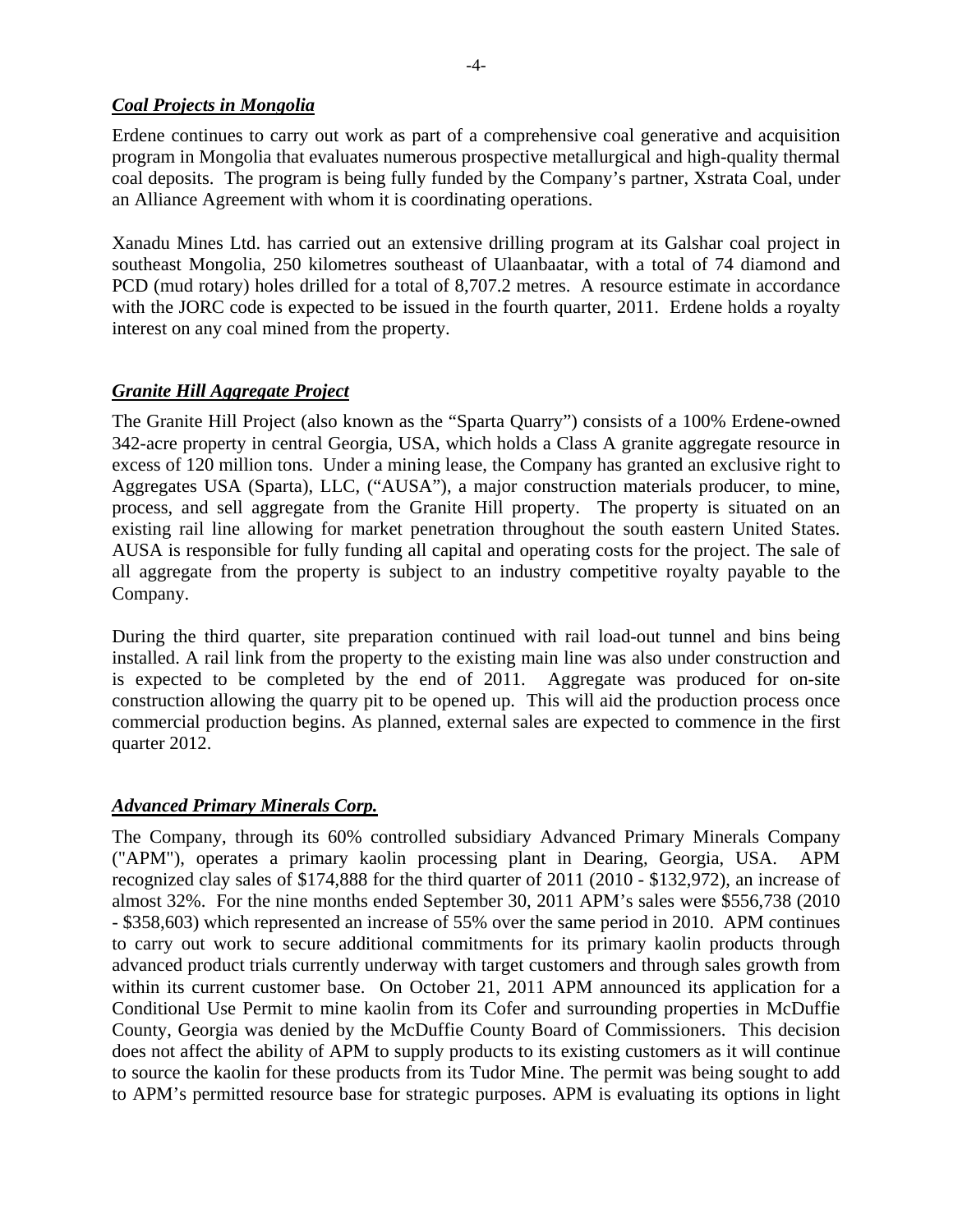### ***Coal Projects in Mongolia***

Erdene continues to carry out work as part of a comprehensive coal generative and acquisition program in Mongolia that evaluates numerous prospective metallurgical and high-quality thermal coal deposits. The program is being fully funded by the Company's partner, Xstrata Coal, under an Alliance Agreement with whom it is coordinating operations.

Xanadu Mines Ltd. has carried out an extensive drilling program at its Galshar coal project in southeast Mongolia, 250 kilometres southeast of Ulaanbaatar, with a total of 74 diamond and PCD (mud rotary) holes drilled for a total of 8,707.2 metres. A resource estimate in accordance with the JORC code is expected to be issued in the fourth quarter, 2011. Erdene holds a royalty interest on any coal mined from the property.

### ***Granite Hill Aggregate Project***

The Granite Hill Project (also known as the "Sparta Quarry") consists of a 100% Erdene-owned 342-acre property in central Georgia, USA, which holds a Class A granite aggregate resource in excess of 120 million tons. Under a mining lease, the Company has granted an exclusive right to Aggregates USA (Sparta), LLC, ("AUSA"), a major construction materials producer, to mine, process, and sell aggregate from the Granite Hill property. The property is situated on an existing rail line allowing for market penetration throughout the south eastern United States. AUSA is responsible for fully funding all capital and operating costs for the project. The sale of all aggregate from the property is subject to an industry competitive royalty payable to the Company.

During the third quarter, site preparation continued with rail load-out tunnel and bins being installed. A rail link from the property to the existing main line was also under construction and is expected to be completed by the end of 2011. Aggregate was produced for on-site construction allowing the quarry pit to be opened up. This will aid the production process once commercial production begins. As planned, external sales are expected to commence in the first quarter 2012.

### ***Advanced Primary Minerals Corp.***

The Company, through its 60% controlled subsidiary Advanced Primary Minerals Company ("APM"), operates a primary kaolin processing plant in Dearing, Georgia, USA. APM recognized clay sales of $174,888 for the third quarter of 2011 (2010 - $132,972), an increase of almost 32%. For the nine months ended September 30, 2011 APM's sales were $556,738 (2010 - $358,603) which represented an increase of 55% over the same period in 2010. APM continues to carry out work to secure additional commitments for its primary kaolin products through advanced product trials currently underway with target customers and through sales growth from within its current customer base. On October 21, 2011 APM announced its application for a Conditional Use Permit to mine kaolin from its Cofer and surrounding properties in McDuffie County, Georgia was denied by the McDuffie County Board of Commissioners. This decision does not affect the ability of APM to supply products to its existing customers as it will continue to source the kaolin for these products from its Tudor Mine. The permit was being sought to add to APM's permitted resource base for strategic purposes. APM is evaluating its options in light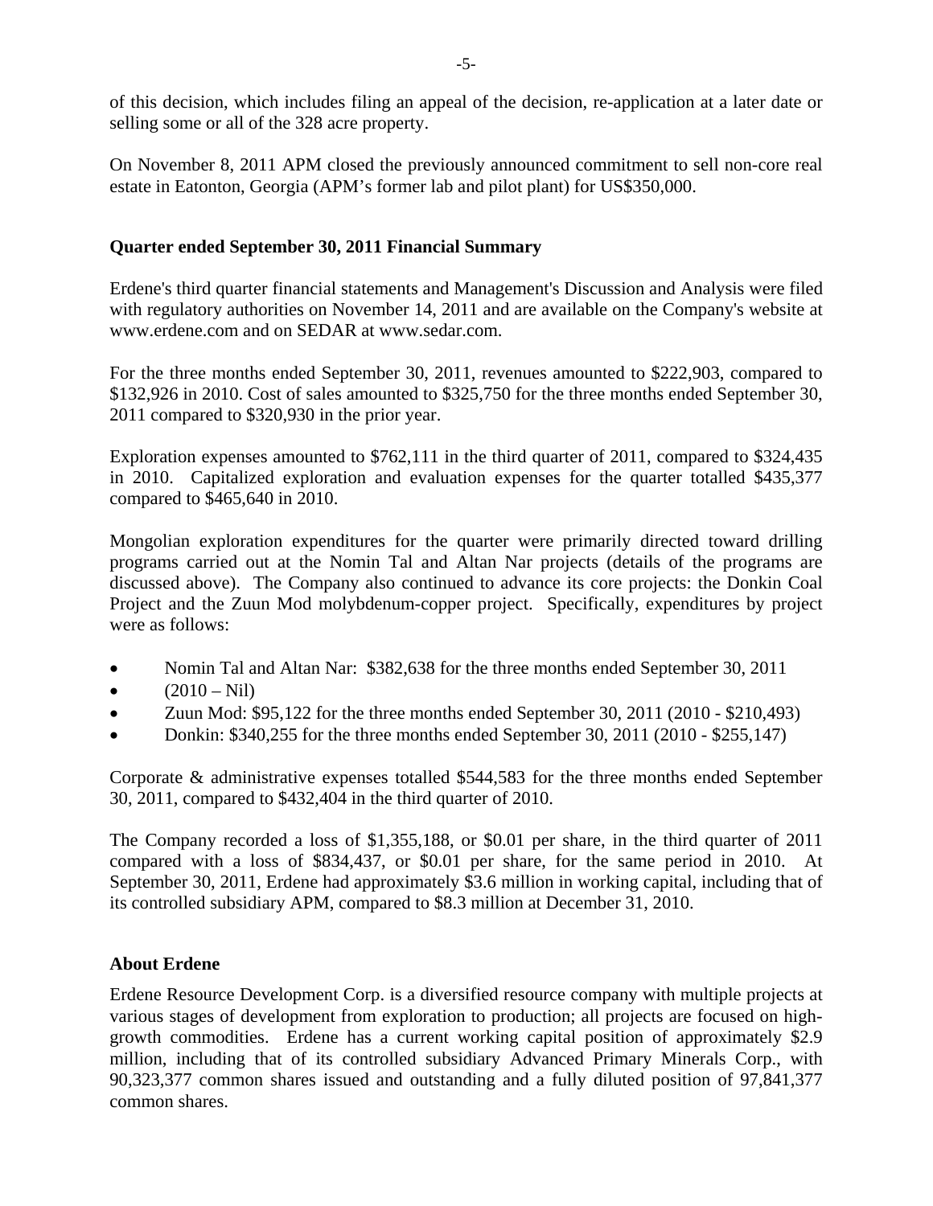of this decision, which includes filing an appeal of the decision, re-application at a later date or selling some or all of the 328 acre property.

On November 8, 2011 APM closed the previously announced commitment to sell non-core real estate in Eatonton, Georgia (APM's former lab and pilot plant) for US$350,000.

**Quarter ended September 30, 2011 Financial Summary**

Erdene's third quarter financial statements and Management's Discussion and Analysis were filed with regulatory authorities on November 14, 2011 and are available on the Company's website at www.erdene.com and on SEDAR at www.sedar.com.

For the three months ended September 30, 2011, revenues amounted to $222,903, compared to $132,926 in 2010. Cost of sales amounted to $325,750 for the three months ended September 30, 2011 compared to $320,930 in the prior year.

Exploration expenses amounted to $762,111 in the third quarter of 2011, compared to $324,435 in 2010. Capitalized exploration and evaluation expenses for the quarter totalled $435,377 compared to $465,640 in 2010.

Mongolian exploration expenditures for the quarter were primarily directed toward drilling programs carried out at the Nomin Tal and Altan Nar projects (details of the programs are discussed above). The Company also continued to advance its core projects: the Donkin Coal Project and the Zuun Mod molybdenum-copper project. Specifically, expenditures by project were as follows:

- Nomin Tal and Altan Nar: $382,638 for the three months ended September 30, 2011
- (2010 – Nil)
- Zuun Mod: $95,122 for the three months ended September 30, 2011 (2010 - $210,493)
- Donkin: $340,255 for the three months ended September 30, 2011 (2010 - $255,147)

Corporate & administrative expenses totalled $544,583 for the three months ended September 30, 2011, compared to $432,404 in the third quarter of 2010.

The Company recorded a loss of $1,355,188, or $0.01 per share, in the third quarter of 2011 compared with a loss of $834,437, or $0.01 per share, for the same period in 2010. At September 30, 2011, Erdene had approximately $3.6 million in working capital, including that of its controlled subsidiary APM, compared to $8.3 million at December 31, 2010.

**About Erdene**

Erdene Resource Development Corp. is a diversified resource company with multiple projects at various stages of development from exploration to production; all projects are focused on high-growth commodities. Erdene has a current working capital position of approximately $2.9 million, including that of its controlled subsidiary Advanced Primary Minerals Corp., with 90,323,377 common shares issued and outstanding and a fully diluted position of 97,841,377 common shares.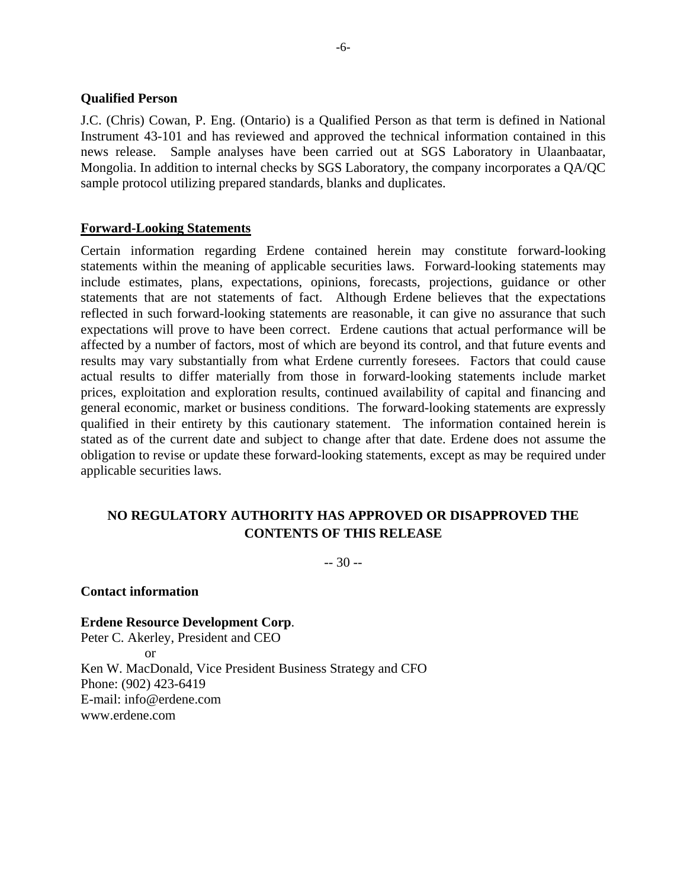**Qualified Person**

J.C. (Chris) Cowan, P. Eng. (Ontario) is a Qualified Person as that term is defined in National Instrument 43-101 and has reviewed and approved the technical information contained in this news release. Sample analyses have been carried out at SGS Laboratory in Ulaanbaatar, Mongolia. In addition to internal checks by SGS Laboratory, the company incorporates a QA/QC sample protocol utilizing prepared standards, blanks and duplicates.

**Forward-Looking Statements**

Certain information regarding Erdene contained herein may constitute forward-looking statements within the meaning of applicable securities laws. Forward-looking statements may include estimates, plans, expectations, opinions, forecasts, projections, guidance or other statements that are not statements of fact. Although Erdene believes that the expectations reflected in such forward-looking statements are reasonable, it can give no assurance that such expectations will prove to have been correct. Erdene cautions that actual performance will be affected by a number of factors, most of which are beyond its control, and that future events and results may vary substantially from what Erdene currently foresees. Factors that could cause actual results to differ materially from those in forward-looking statements include market prices, exploitation and exploration results, continued availability of capital and financing and general economic, market or business conditions. The forward-looking statements are expressly qualified in their entirety by this cautionary statement. The information contained herein is stated as of the current date and subject to change after that date. Erdene does not assume the obligation to revise or update these forward-looking statements, except as may be required under applicable securities laws.

**NO REGULATORY AUTHORITY HAS APPROVED OR DISAPPROVED THE CONTENTS OF THIS RELEASE**

-- 30 --

**Contact information**

**Erdene Resource Development Corp**.
Peter C. Akerley, President and CEO
or
Ken W. MacDonald, Vice President Business Strategy and CFO
Phone: (902) 423-6419
E-mail: info@erdene.com
www.erdene.com